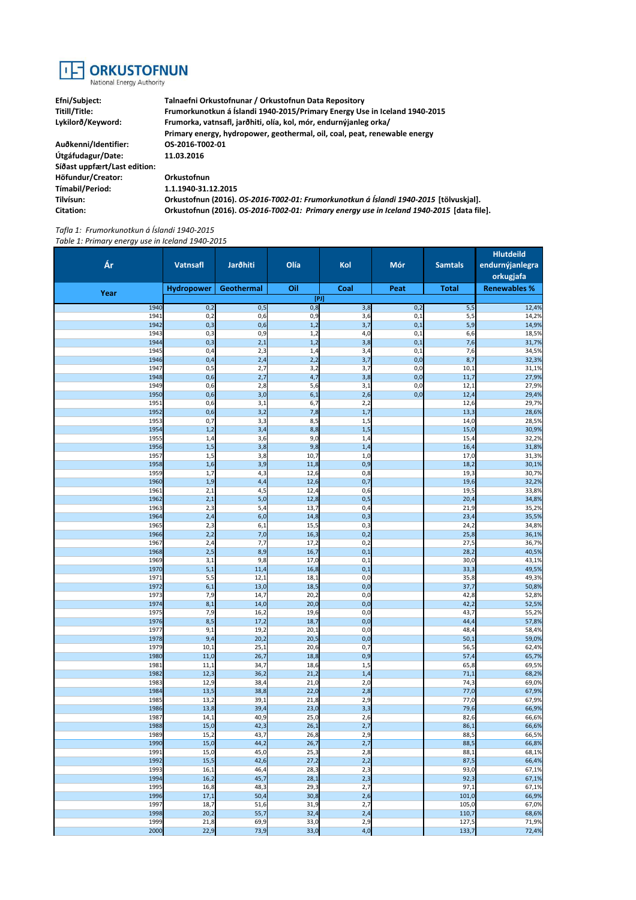# ORKUSTOFNUN
National Energy Authority

| | |
|---|---|
| **Efni/Subject:** | **Talnaefni Orkustofnunar / Orkustofnun Data Repository** |
| **Titill/Title:** | **Frumorkunotkun á Íslandi 1940-2015/Primary Energy Use in Iceland 1940-2015** |
| **Lykilorð/Keyword:** | **Frumorka, vatnsafl, jarðhiti, olía, kol, mór, endurnýjanleg orka/** |
| | **Primary energy, hydropower, geothermal, oil, coal, peat, renewable energy** |
| **Auðkenni/Identifier:** | **OS-2016-T002-01** |
| **Útgáfudagur/Date:** | **11.03.2016** |
| **Síðast uppfært/Last edition:** | |
| **Höfundur/Creator:** | **Orkustofnun** |
| **Tímabil/Period:** | **1.1.1940-31.12.2015** |
| **Tilvísun:** | **Orkustofnun (2016).** ***OS-2016-T002-01: Frumorkunotkun á Íslandi 1940-2015*** **[tölvuskjal].** |
| **Citation:** | **Orkustofnun (2016).** ***OS-2016-T002-01: Primary energy use in Iceland 1940-2015*** **[data file].** |

*Tafla 1: Frumorkunotkun á Íslandi 1940-2015*
*Table 1: Primary energy use in Iceland 1940-2015*

| Ár | Vatnsafl | Jarðhiti | Olía | Kol | Mór | Samtals | Hlutdeild endurnýjanlegra orkugjafa |
|---|---|---|---|---|---|---|---|
| Year | Hydropower | Geothermal | Oil | Coal | Peat | Total | Renewables % |
| | | | [PJ] | | | | |
| 1940 | 0,2 | 0,5 | 0,8 | 3,8 | 0,2 | 5,5 | 12,4% |
| 1941 | 0,2 | 0,6 | 0,9 | 3,6 | 0,1 | 5,5 | 14,2% |
| 1942 | 0,3 | 0,6 | 1,2 | 3,7 | 0,1 | 5,9 | 14,9% |
| 1943 | 0,3 | 0,9 | 1,2 | 4,0 | 0,1 | 6,6 | 18,5% |
| 1944 | 0,3 | 2,1 | 1,2 | 3,8 | 0,1 | 7,6 | 31,7% |
| 1945 | 0,4 | 2,3 | 1,4 | 3,4 | 0,1 | 7,6 | 34,5% |
| 1946 | 0,4 | 2,4 | 2,2 | 3,7 | 0,0 | 8,7 | 32,3% |
| 1947 | 0,5 | 2,7 | 3,2 | 3,7 | 0,0 | 10,1 | 31,1% |
| 1948 | 0,6 | 2,7 | 4,7 | 3,8 | 0,0 | 11,7 | 27,9% |
| 1949 | 0,6 | 2,8 | 5,6 | 3,1 | 0,0 | 12,1 | 27,9% |
| 1950 | 0,6 | 3,0 | 6,1 | 2,6 | 0,0 | 12,4 | 29,4% |
| 1951 | 0,6 | 3,1 | 6,7 | 2,2 | | 12,6 | 29,7% |
| 1952 | 0,6 | 3,2 | 7,8 | 1,7 | | 13,3 | 28,6% |
| 1953 | 0,7 | 3,3 | 8,5 | 1,5 | | 14,0 | 28,5% |
| 1954 | 1,2 | 3,4 | 8,8 | 1,5 | | 15,0 | 30,9% |
| 1955 | 1,4 | 3,6 | 9,0 | 1,4 | | 15,4 | 32,2% |
| 1956 | 1,5 | 3,8 | 9,8 | 1,4 | | 16,4 | 31,8% |
| 1957 | 1,5 | 3,8 | 10,7 | 1,0 | | 17,0 | 31,3% |
| 1958 | 1,6 | 3,9 | 11,8 | 0,9 | | 18,2 | 30,1% |
| 1959 | 1,7 | 4,3 | 12,6 | 0,8 | | 19,3 | 30,7% |
| 1960 | 1,9 | 4,4 | 12,6 | 0,7 | | 19,6 | 32,2% |
| 1961 | 2,1 | 4,5 | 12,4 | 0,6 | | 19,5 | 33,8% |
| 1962 | 2,1 | 5,0 | 12,8 | 0,5 | | 20,4 | 34,8% |
| 1963 | 2,3 | 5,4 | 13,7 | 0,4 | | 21,9 | 35,2% |
| 1964 | 2,4 | 6,0 | 14,8 | 0,3 | | 23,4 | 35,5% |
| 1965 | 2,3 | 6,1 | 15,5 | 0,3 | | 24,2 | 34,8% |
| 1966 | 2,2 | 7,0 | 16,3 | 0,2 | | 25,8 | 36,1% |
| 1967 | 2,4 | 7,7 | 17,2 | 0,2 | | 27,5 | 36,7% |
| 1968 | 2,5 | 8,9 | 16,7 | 0,1 | | 28,2 | 40,5% |
| 1969 | 3,1 | 9,8 | 17,0 | 0,1 | | 30,0 | 43,1% |
| 1970 | 5,1 | 11,4 | 16,8 | 0,1 | | 33,3 | 49,5% |
| 1971 | 5,5 | 12,1 | 18,1 | 0,0 | | 35,8 | 49,3% |
| 1972 | 6,1 | 13,0 | 18,5 | 0,0 | | 37,7 | 50,8% |
| 1973 | 7,9 | 14,7 | 20,2 | 0,0 | | 42,8 | 52,8% |
| 1974 | 8,1 | 14,0 | 20,0 | 0,0 | | 42,2 | 52,5% |
| 1975 | 7,9 | 16,2 | 19,6 | 0,0 | | 43,7 | 55,2% |
| 1976 | 8,5 | 17,2 | 18,7 | 0,0 | | 44,4 | 57,8% |
| 1977 | 9,1 | 19,2 | 20,1 | 0,0 | | 48,4 | 58,4% |
| 1978 | 9,4 | 20,2 | 20,5 | 0,0 | | 50,1 | 59,0% |
| 1979 | 10,1 | 25,1 | 20,6 | 0,7 | | 56,5 | 62,4% |
| 1980 | 11,0 | 26,7 | 18,8 | 0,9 | | 57,4 | 65,7% |
| 1981 | 11,1 | 34,7 | 18,6 | 1,5 | | 65,8 | 69,5% |
| 1982 | 12,3 | 36,2 | 21,2 | 1,4 | | 71,1 | 68,2% |
| 1983 | 12,9 | 38,4 | 21,0 | 2,0 | | 74,3 | 69,0% |
| 1984 | 13,5 | 38,8 | 22,0 | 2,8 | | 77,0 | 67,9% |
| 1985 | 13,2 | 39,1 | 21,8 | 2,9 | | 77,0 | 67,9% |
| 1986 | 13,8 | 39,4 | 23,0 | 3,3 | | 79,6 | 66,9% |
| 1987 | 14,1 | 40,9 | 25,0 | 2,6 | | 82,6 | 66,6% |
| 1988 | 15,0 | 42,3 | 26,1 | 2,7 | | 86,1 | 66,6% |
| 1989 | 15,2 | 43,7 | 26,8 | 2,9 | | 88,5 | 66,5% |
| 1990 | 15,0 | 44,2 | 26,7 | 2,7 | | 88,5 | 66,8% |
| 1991 | 15,0 | 45,0 | 25,3 | 2,8 | | 88,1 | 68,1% |
| 1992 | 15,5 | 42,6 | 27,2 | 2,2 | | 87,5 | 66,4% |
| 1993 | 16,1 | 46,4 | 28,3 | 2,3 | | 93,0 | 67,1% |
| 1994 | 16,2 | 45,7 | 28,1 | 2,3 | | 92,3 | 67,1% |
| 1995 | 16,8 | 48,3 | 29,3 | 2,7 | | 97,1 | 67,1% |
| 1996 | 17,1 | 50,4 | 30,8 | 2,6 | | 101,0 | 66,9% |
| 1997 | 18,7 | 51,6 | 31,9 | 2,7 | | 105,0 | 67,0% |
| 1998 | 20,2 | 55,7 | 32,4 | 2,4 | | 110,7 | 68,6% |
| 1999 | 21,8 | 69,9 | 33,0 | 2,9 | | 127,5 | 71,9% |
| 2000 | 22,9 | 73,9 | 33,0 | 4,0 | | 133,7 | 72,4% |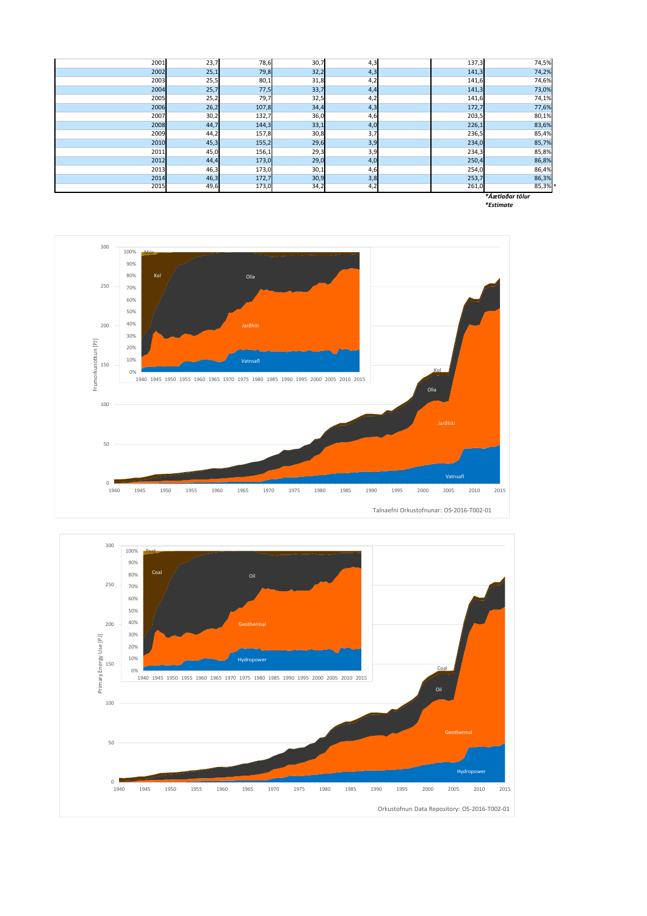| | | | | | | | |
|---|---|---|---|---|---|---|---|
| 2001 | 23,7 | 78,6 | 30,7 | 4,3 | | 137,3 | 74,5% |
| 2002 | 25,1 | 79,8 | 32,2 | 4,3 | | 141,3 | 74,2% |
| 2003 | 25,5 | 80,1 | 31,8 | 4,2 | | 141,6 | 74,6% |
| 2004 | 25,7 | 77,5 | 33,7 | 4,4 | | 141,3 | 73,0% |
| 2005 | 25,2 | 79,7 | 32,5 | 4,2 | | 141,6 | 74,1% |
| 2006 | 26,2 | 107,8 | 34,4 | 4,3 | | 172,7 | 77,6% |
| 2007 | 30,2 | 132,7 | 36,0 | 4,6 | | 203,5 | 80,1% |
| 2008 | 44,7 | 144,3 | 33,1 | 4,0 | | 226,1 | 83,6% |
| 2009 | 44,2 | 157,8 | 30,8 | 3,7 | | 236,5 | 85,4% |
| 2010 | 45,3 | 155,2 | 29,6 | 3,9 | | 234,0 | 85,7% |
| 2011 | 45,0 | 156,1 | 29,3 | 3,9 | | 234,3 | 85,8% |
| 2012 | 44,4 | 173,0 | 29,0 | 4,0 | | 250,4 | 86,8% |
| 2013 | 46,3 | 173,0 | 30,1 | 4,6 | | 254,0 | 86,4% |
| 2014 | 46,3 | 172,7 | 30,9 | 3,8 | | 253,7 | 86,3% |
| 2015 | 49,6 | 173,0 | 34,2 | 4,2 | | 261,0 | 85,3% * |

**_*Áætlaðar tölur_**
**_*Estimate_**

Talnaefni Orkustofnunar: OS-2016-T002-01

Orkustofnun Data Repository: OS-2016-T002-01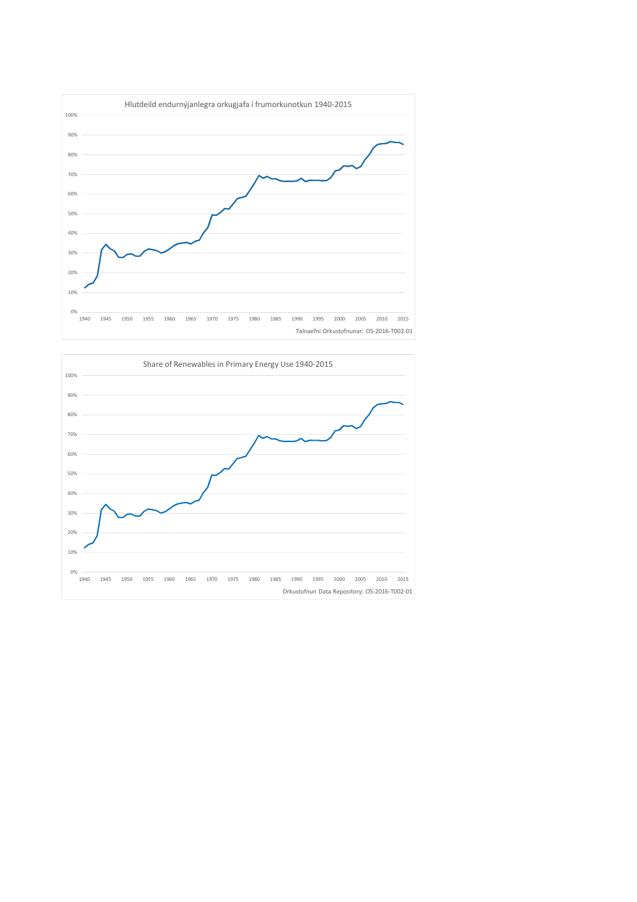Hlutdeild endurnýjanlegra orkugjafa í frumorkunotkun 1940-2015

100%
90%
80%
70%
60%
50%
40%
30%
20%
10%
0%

1940 1945 1950 1955 1960 1965 1970 1975 1980 1985 1990 1995 2000 2005 2010 2015

Talnaefni Orkustofnunar: OS-2016-T002-01

Share of Renewables in Primary Energy Use 1940-2015

100%
90%
80%
70%
60%
50%
40%
30%
20%
10%
0%

1940 1945 1950 1955 1960 1965 1970 1975 1980 1985 1990 1995 2000 2005 2010 2015

Orkustofnun Data Repository: OS-2016-T002-01